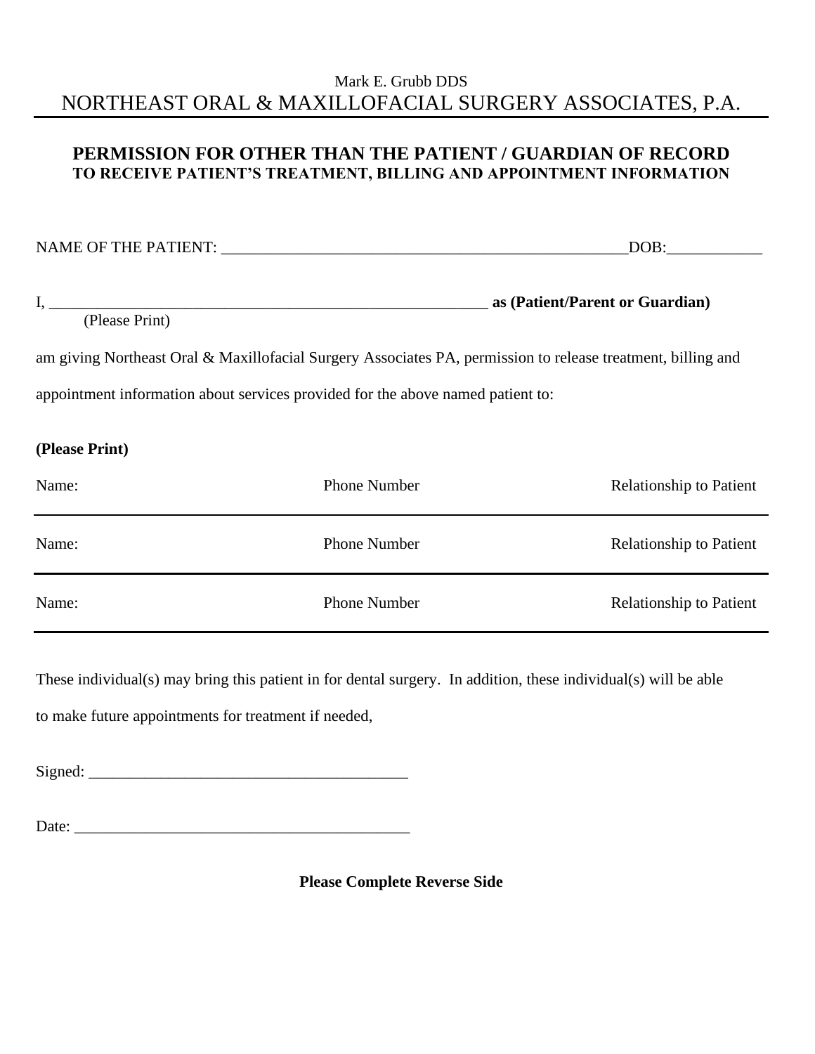Mark E. Grubb DDS

# NORTHEAST ORAL & MAXILLOFACIAL SURGERY ASSOCIATES, P.A.

## PERMISSION FOR OTHER THAN THE PATIENT / GUARDIAN OF RECORD
### TO RECEIVE PATIENT'S TREATMENT, BILLING AND APPOINTMENT INFORMATION

NAME OF THE PATIENT: _____________________________________________________DOB:____________

I, __________________________________________________________ **as (Patient/Parent or Guardian)**
(Please Print)

am giving Northeast Oral & Maxillofacial Surgery Associates PA, permission to release treatment, billing and appointment information about services provided for the above named patient to:

**(Please Print)**

| Name: | Phone Number | Relationship to Patient |
|---|---|---|
| Name: | Phone Number | Relationship to Patient |
| Name: | Phone Number | Relationship to Patient |

These individual(s) may bring this patient in for dental surgery. In addition, these individual(s) will be able to make future appointments for treatment if needed,

Signed: ________________________________________

Date: ___________________________________________

**Please Complete Reverse Side**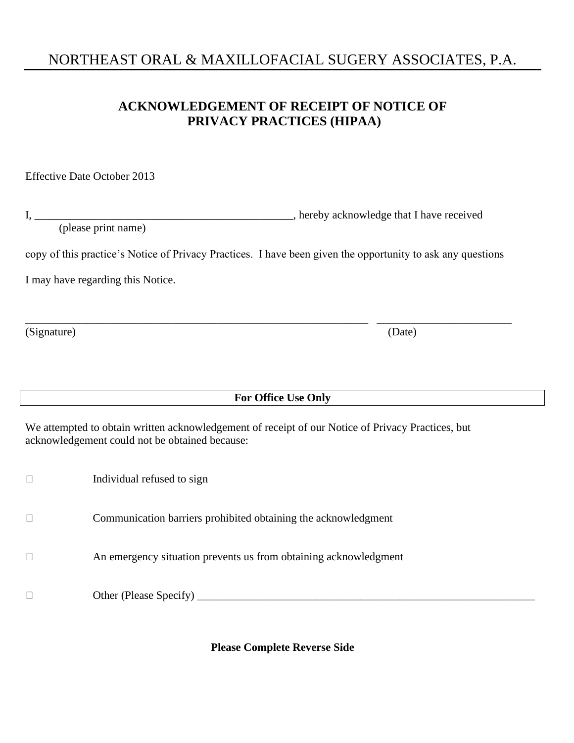# NORTHEAST ORAL & MAXILLOFACIAL SUGERY ASSOCIATES, P.A.

## ACKNOWLEDGEMENT OF RECEIPT OF NOTICE OF PRIVACY PRACTICES (HIPAA)

Effective Date October 2013

I, ________________________________________________, hereby acknowledge that I have received
(please print name)

copy of this practice's Notice of Privacy Practices. I have been given the opportunity to ask any questions I may have regarding this Notice.

_________________________________________________________________ ________________________
(Signature) (Date)

**For Office Use Only**

We attempted to obtain written acknowledgement of receipt of our Notice of Privacy Practices, but acknowledgement could not be obtained because:

- ☐ Individual refused to sign
- ☐ Communication barriers prohibited obtaining the acknowledgment
- ☐ An emergency situation prevents us from obtaining acknowledgment
- ☐ Other (Please Specify) ________________________________________________________________

**Please Complete Reverse Side**